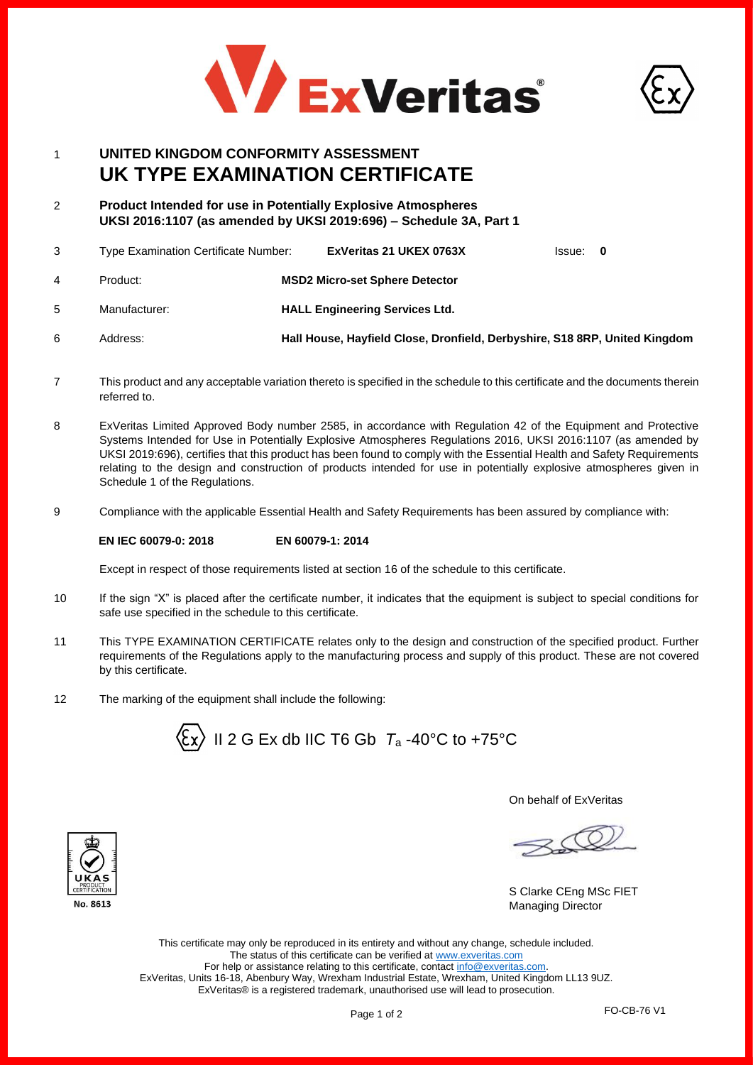ExVeritas®

1 **UNITED KINGDOM CONFORMITY ASSESSMENT**
# UK TYPE EXAMINATION CERTIFICATE

2 **Product Intended for use in Potentially Explosive Atmospheres**
**UKSI 2016:1107 (as amended by UKSI 2019:696) – Schedule 3A, Part 1**

| | | | |
|---|---|---|---|
| 3 | Type Examination Certificate Number: | **ExVeritas 21 UKEX 0763X** | Issue: **0** |
| 4 | Product: | **MSD2 Micro-set Sphere Detector** | |
| 5 | Manufacturer: | **HALL Engineering Services Ltd.** | |
| 6 | Address: | **Hall House, Hayfield Close, Dronfield, Derbyshire, S18 8RP, United Kingdom** | |

7 This product and any acceptable variation thereto is specified in the schedule to this certificate and the documents therein referred to.

8 ExVeritas Limited Approved Body number 2585, in accordance with Regulation 42 of the Equipment and Protective Systems Intended for Use in Potentially Explosive Atmospheres Regulations 2016, UKSI 2016:1107 (as amended by UKSI 2019:696), certifies that this product has been found to comply with the Essential Health and Safety Requirements relating to the design and construction of products intended for use in potentially explosive atmospheres given in Schedule 1 of the Regulations.

9 Compliance with the applicable Essential Health and Safety Requirements has been assured by compliance with:

**EN IEC 60079-0: 2018** **EN 60079-1: 2014**

Except in respect of those requirements listed at section 16 of the schedule to this certificate.

10 If the sign "X" is placed after the certificate number, it indicates that the equipment is subject to special conditions for safe use specified in the schedule to this certificate.

11 This TYPE EXAMINATION CERTIFICATE relates only to the design and construction of the specified product. Further requirements of the Regulations apply to the manufacturing process and supply of this product. These are not covered by this certificate.

12 The marking of the equipment shall include the following:

II 2 G Ex db IIC T6 Gb $T_a$ -40°C to +75°C

On behalf of ExVeritas

S Clarke CEng MSc FIET
Managing Director

UKAS PRODUCT CERTIFICATION No. 8613

This certificate may only be reproduced in its entirety and without any change, schedule included.
The status of this certificate can be verified at www.exveritas.com
For help or assistance relating to this certificate, contact info@exveritas.com.
ExVeritas, Units 16-18, Abenbury Way, Wrexham Industrial Estate, Wrexham, United Kingdom LL13 9UZ.
ExVeritas® is a registered trademark, unauthorised use will lead to prosecution.

FO-CB-76 V1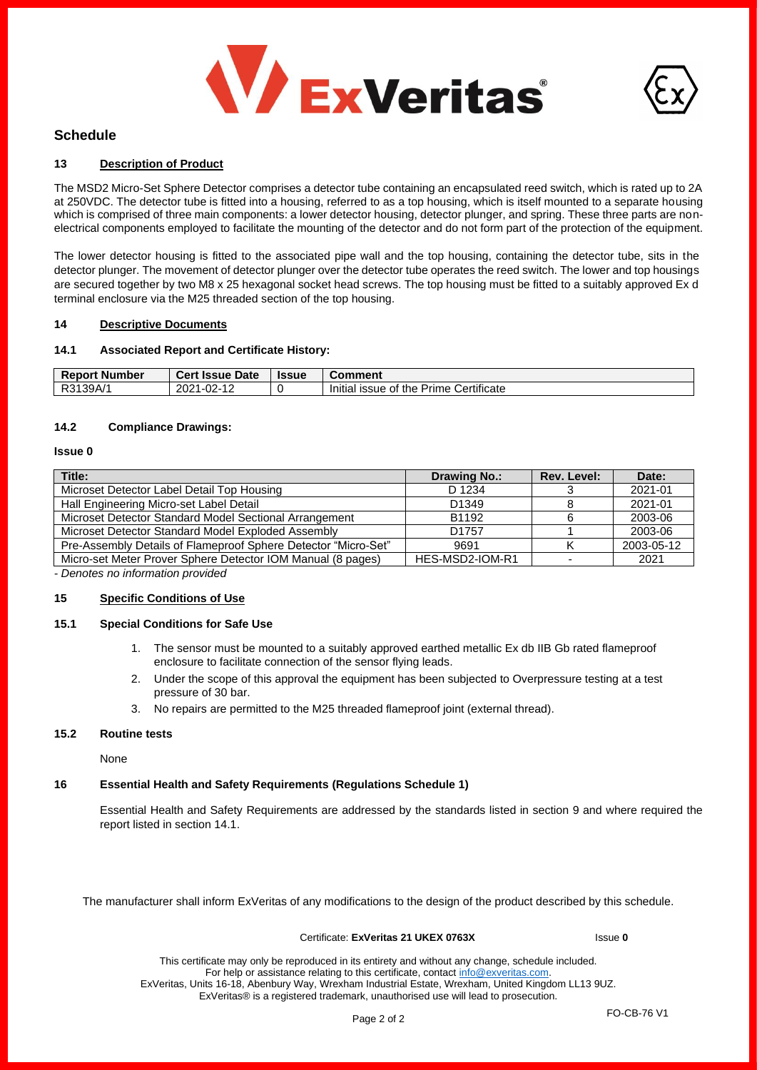## Schedule

### 13 Description of Product

The MSD2 Micro-Set Sphere Detector comprises a detector tube containing an encapsulated reed switch, which is rated up to 2A at 250VDC. The detector tube is fitted into a housing, referred to as a top housing, which is itself mounted to a separate housing which is comprised of three main components: a lower detector housing, detector plunger, and spring. These three parts are non-electrical components employed to facilitate the mounting of the detector and do not form part of the protection of the equipment.

The lower detector housing is fitted to the associated pipe wall and the top housing, containing the detector tube, sits in the detector plunger. The movement of detector plunger over the detector tube operates the reed switch. The lower and top housings are secured together by two M8 x 25 hexagonal socket head screws. The top housing must be fitted to a suitably approved Ex d terminal enclosure via the M25 threaded section of the top housing.

### 14 Descriptive Documents

#### 14.1 Associated Report and Certificate History:

| Report Number | Cert Issue Date | Issue | Comment |
|---|---|---|---|
| R3139A/1 | 2021-02-12 | 0 | Initial issue of the Prime Certificate |

#### 14.2 Compliance Drawings:

**Issue 0**

| Title: | Drawing No.: | Rev. Level: | Date: |
|---|---|---|---|
| Microset Detector Label Detail Top Housing | D 1234 | 3 | 2021-01 |
| Hall Engineering Micro-set Label Detail | D1349 | 8 | 2021-01 |
| Microset Detector Standard Model Sectional Arrangement | B1192 | 6 | 2003-06 |
| Microset Detector Standard Model Exploded Assembly | D1757 | 1 | 2003-06 |
| Pre-Assembly Details of Flameproof Sphere Detector "Micro-Set" | 9691 | K | 2003-05-12 |
| Micro-set Meter Prover Sphere Detector IOM Manual (8 pages) | HES-MSD2-IOM-R1 | - | 2021 |

*- Denotes no information provided*

### 15 Specific Conditions of Use

#### 15.1 Special Conditions for Safe Use

1. The sensor must be mounted to a suitably approved earthed metallic Ex db IIB Gb rated flameproof enclosure to facilitate connection of the sensor flying leads.
2. Under the scope of this approval the equipment has been subjected to Overpressure testing at a test pressure of 30 bar.
3. No repairs are permitted to the M25 threaded flameproof joint (external thread).

#### 15.2 Routine tests

None

### 16 Essential Health and Safety Requirements (Regulations Schedule 1)

Essential Health and Safety Requirements are addressed by the standards listed in section 9 and where required the report listed in section 14.1.

The manufacturer shall inform ExVeritas of any modifications to the design of the product described by this schedule.

Certificate: **ExVeritas 21 UKEX 0763X** Issue **0**

This certificate may only be reproduced in its entirety and without any change, schedule included.
For help or assistance relating to this certificate, contact info@exveritas.com.
ExVeritas, Units 16-18, Abenbury Way, Wrexham Industrial Estate, Wrexham, United Kingdom LL13 9UZ.
ExVeritas® is a registered trademark, unauthorised use will lead to prosecution.

FO-CB-76 V1